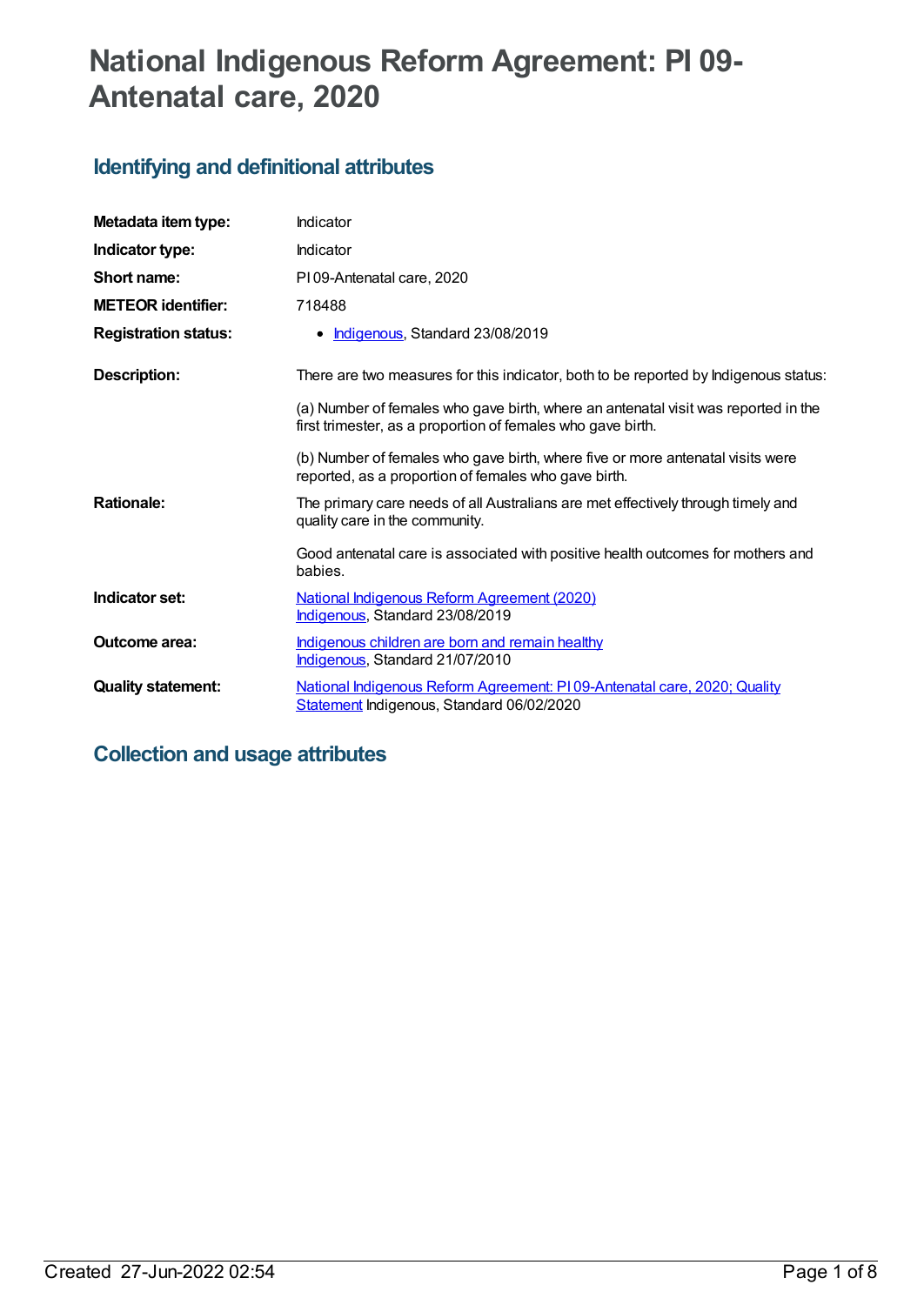# National Indigenous Reform Agreement: PI 09-Antenatal care, 2020

## Identifying and definitional attributes

| | |
|---|---|
| **Metadata item type:** | Indicator |
| **Indicator type:** | Indicator |
| **Short name:** | PI 09-Antenatal care, 2020 |
| **METEOR identifier:** | 718488 |
| **Registration status:** | • Indigenous, Standard 23/08/2019 |
| **Description:** | There are two measures for this indicator, both to be reported by Indigenous status:<br><br>(a) Number of females who gave birth, where an antenatal visit was reported in the first trimester, as a proportion of females who gave birth.<br><br>(b) Number of females who gave birth, where five or more antenatal visits were reported, as a proportion of females who gave birth. |
| **Rationale:** | The primary care needs of all Australians are met effectively through timely and quality care in the community.<br><br>Good antenatal care is associated with positive health outcomes for mothers and babies. |
| **Indicator set:** | National Indigenous Reform Agreement (2020)<br>Indigenous, Standard 23/08/2019 |
| **Outcome area:** | Indigenous children are born and remain healthy<br>Indigenous, Standard 21/07/2010 |
| **Quality statement:** | National Indigenous Reform Agreement: PI 09-Antenatal care, 2020; Quality Statement Indigenous, Standard 06/02/2020 |

## Collection and usage attributes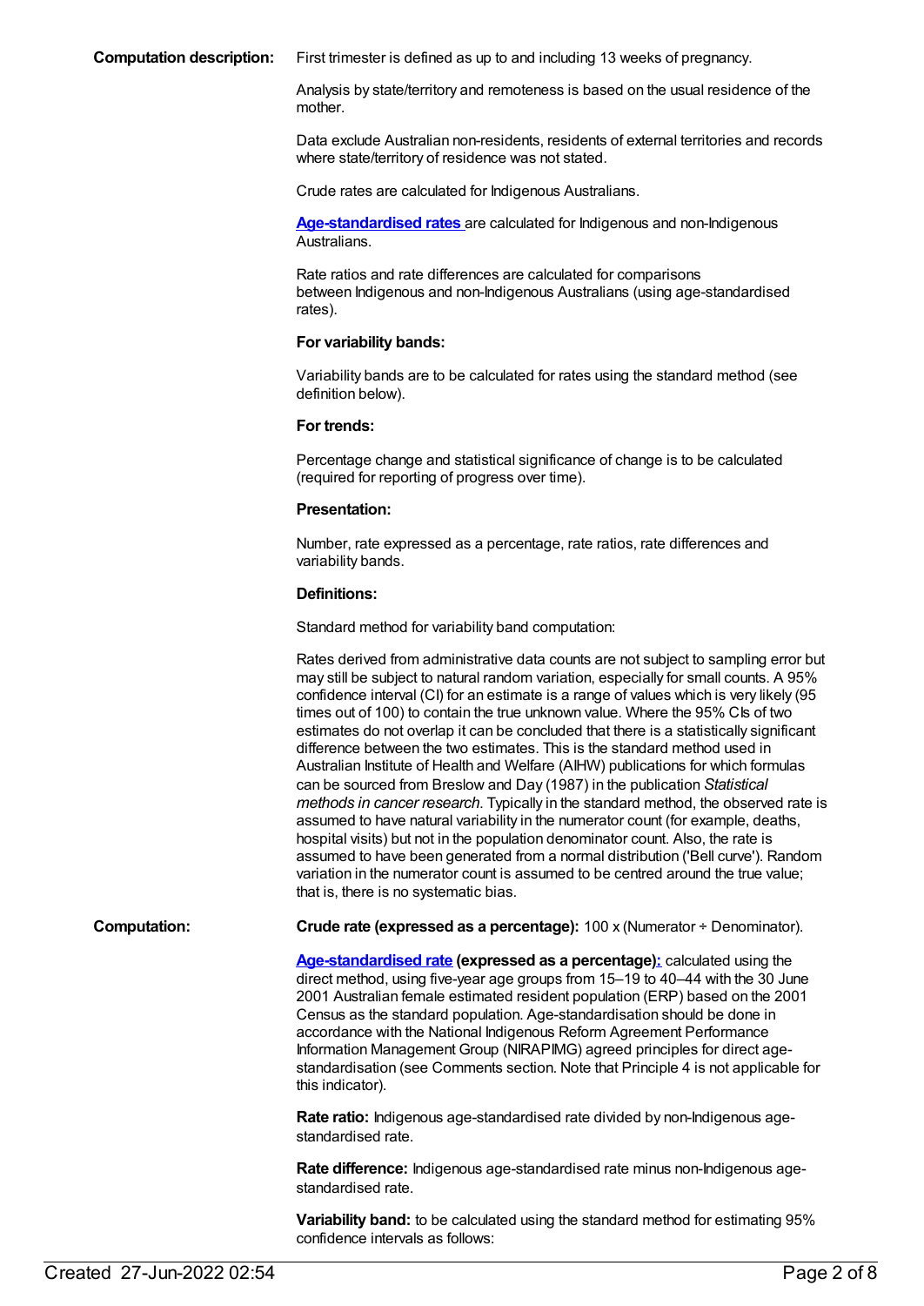**Computation description:** First trimester is defined as up to and including 13 weeks of pregnancy.

Analysis by state/territory and remoteness is based on the usual residence of the mother.

Data exclude Australian non-residents, residents of external territories and records where state/territory of residence was not stated.

Crude rates are calculated for Indigenous Australians.

**Age-standardised rates** are calculated for Indigenous and non-Indigenous Australians.

Rate ratios and rate differences are calculated for comparisons between Indigenous and non-Indigenous Australians (using age-standardised rates).

**For variability bands:**

Variability bands are to be calculated for rates using the standard method (see definition below).

**For trends:**

Percentage change and statistical significance of change is to be calculated (required for reporting of progress over time).

**Presentation:**

Number, rate expressed as a percentage, rate ratios, rate differences and variability bands.

**Definitions:**

Standard method for variability band computation:

Rates derived from administrative data counts are not subject to sampling error but may still be subject to natural random variation, especially for small counts. A 95% confidence interval (CI) for an estimate is a range of values which is very likely (95 times out of 100) to contain the true unknown value. Where the 95% CIs of two estimates do not overlap it can be concluded that there is a statistically significant difference between the two estimates. This is the standard method used in Australian Institute of Health and Welfare (AIHW) publications for which formulas can be sourced from Breslow and Day (1987) in the publication *Statistical methods in cancer research*. Typically in the standard method, the observed rate is assumed to have natural variability in the numerator count (for example, deaths, hospital visits) but not in the population denominator count. Also, the rate is assumed to have been generated from a normal distribution ('Bell curve'). Random variation in the numerator count is assumed to be centred around the true value; that is, there is no systematic bias.

**Computation:** **Crude rate (expressed as a percentage):** 100 x (Numerator ÷ Denominator).

**Age-standardised rate (expressed as a percentage):** calculated using the direct method, using five-year age groups from 15–19 to 40–44 with the 30 June 2001 Australian female estimated resident population (ERP) based on the 2001 Census as the standard population. Age-standardisation should be done in accordance with the National Indigenous Reform Agreement Performance Information Management Group (NIRAPIMG) agreed principles for direct age-standardisation (see Comments section. Note that Principle 4 is not applicable for this indicator).

**Rate ratio:** Indigenous age-standardised rate divided by non-Indigenous age-standardised rate.

**Rate difference:** Indigenous age-standardised rate minus non-Indigenous age-standardised rate.

**Variability band:** to be calculated using the standard method for estimating 95% confidence intervals as follows: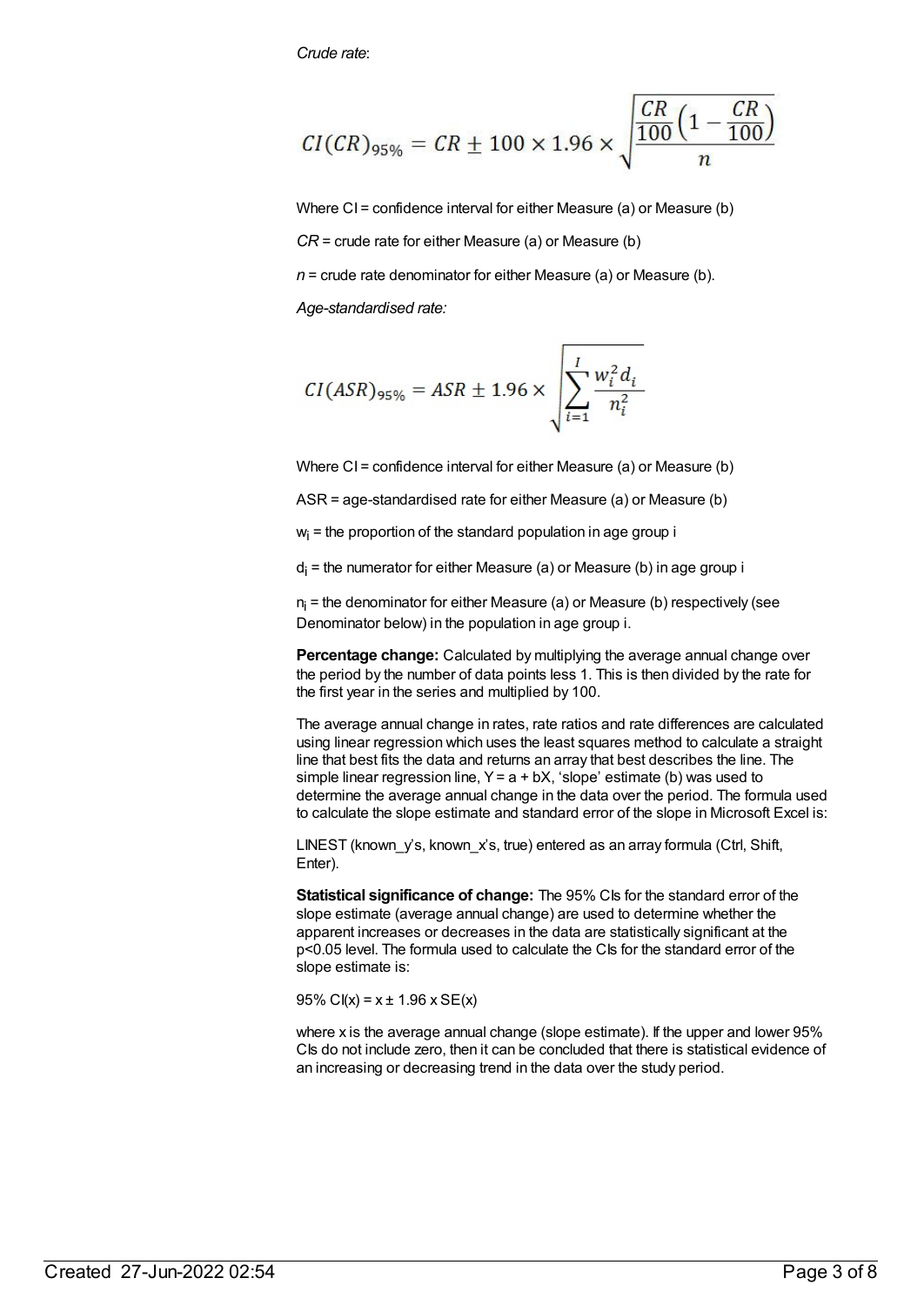*Crude rate*:

$$CI(CR)_{95\%} = CR \pm 100 \times 1.96 \times \sqrt{\frac{\frac{CR}{100}\left(1 - \frac{CR}{100}\right)}{n}}$$

Where CI = confidence interval for either Measure (a) or Measure (b)

*CR* = crude rate for either Measure (a) or Measure (b)

*n* = crude rate denominator for either Measure (a) or Measure (b).

*Age-standardised rate:*

$$CI(ASR)_{95\%} = ASR \pm 1.96 \times \sqrt{\sum_{i=1}^{I} \frac{w_i^2 d_i}{n_i^2}}$$

Where CI = confidence interval for either Measure (a) or Measure (b)

ASR = age-standardised rate for either Measure (a) or Measure (b)

$w_i$ = the proportion of the standard population in age group i

$d_i$ = the numerator for either Measure (a) or Measure (b) in age group i

$n_i$ = the denominator for either Measure (a) or Measure (b) respectively (see Denominator below) in the population in age group i.

**Percentage change:** Calculated by multiplying the average annual change over the period by the number of data points less 1. This is then divided by the rate for the first year in the series and multiplied by 100.

The average annual change in rates, rate ratios and rate differences are calculated using linear regression which uses the least squares method to calculate a straight line that best fits the data and returns an array that best describes the line. The simple linear regression line, $Y = a + bX$, 'slope' estimate (b) was used to determine the average annual change in the data over the period. The formula used to calculate the slope estimate and standard error of the slope in Microsoft Excel is:

LINEST (known_y's, known_x's, true) entered as an array formula (Ctrl, Shift, Enter).

**Statistical significance of change:** The 95% CIs for the standard error of the slope estimate (average annual change) are used to determine whether the apparent increases or decreases in the data are statistically significant at the $p<0.05$ level. The formula used to calculate the CIs for the standard error of the slope estimate is:

$95\% \ CI(x) = x \pm 1.96 \times SE(x)$

where x is the average annual change (slope estimate). If the upper and lower 95% CIs do not include zero, then it can be concluded that there is statistical evidence of an increasing or decreasing trend in the data over the study period.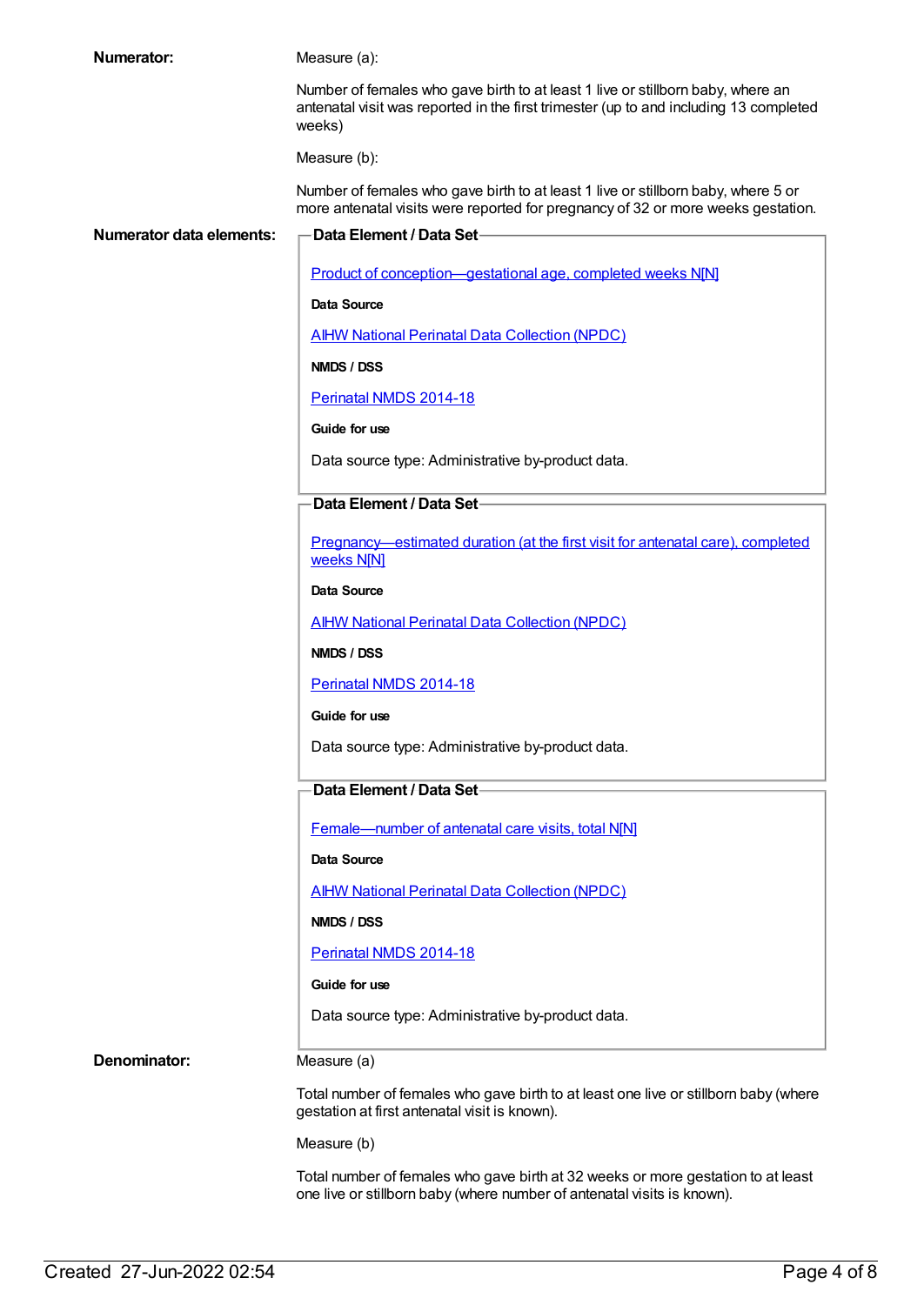**Numerator:**

Measure (a):

Number of females who gave birth to at least 1 live or stillborn baby, where an antenatal visit was reported in the first trimester (up to and including 13 completed weeks)

Measure (b):

Number of females who gave birth to at least 1 live or stillborn baby, where 5 or more antenatal visits were reported for pregnancy of 32 or more weeks gestation.

**Numerator data elements:**

**Data Element / Data Set**

Product of conception—gestational age, completed weeks N[N]

**Data Source**

AIHW National Perinatal Data Collection (NPDC)

**NMDS / DSS**

Perinatal NMDS 2014-18

**Guide for use**

Data source type: Administrative by-product data.

**Data Element / Data Set**

Pregnancy—estimated duration (at the first visit for antenatal care), completed weeks N[N]

**Data Source**

AIHW National Perinatal Data Collection (NPDC)

**NMDS / DSS**

Perinatal NMDS 2014-18

**Guide for use**

Data source type: Administrative by-product data.

**Data Element / Data Set**

Female—number of antenatal care visits, total N[N]

**Data Source**

AIHW National Perinatal Data Collection (NPDC)

**NMDS / DSS**

Perinatal NMDS 2014-18

**Guide for use**

Data source type: Administrative by-product data.

**Denominator:**

Measure (a)

Total number of females who gave birth to at least one live or stillborn baby (where gestation at first antenatal visit is known).

Measure (b)

Total number of females who gave birth at 32 weeks or more gestation to at least one live or stillborn baby (where number of antenatal visits is known).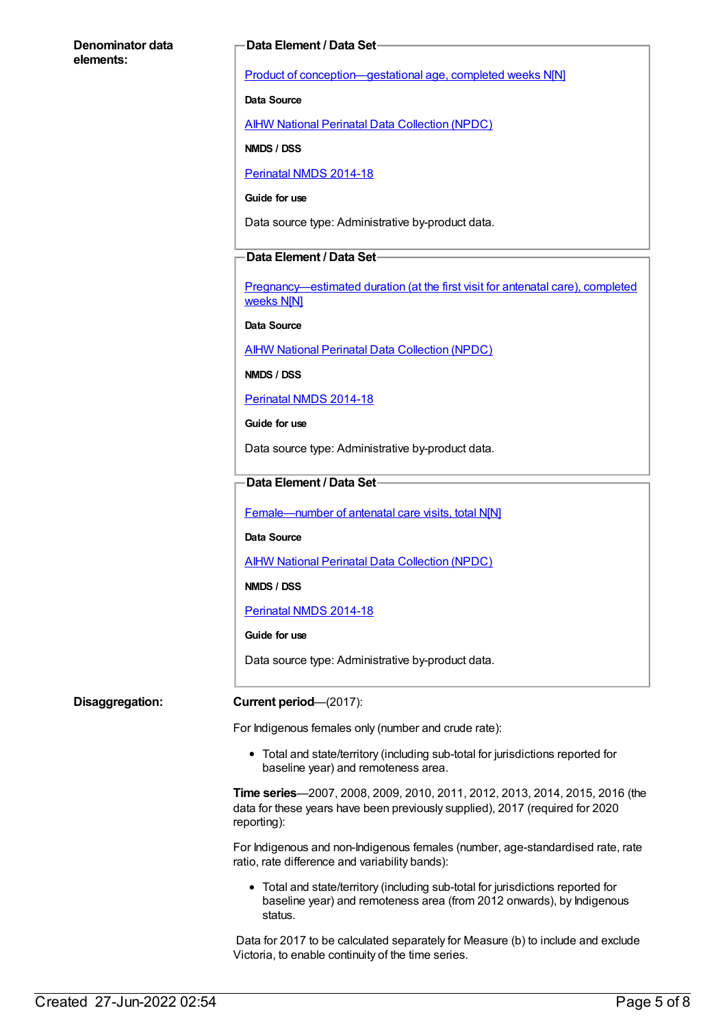**Denominator data elements:**

**Data Element / Data Set**

Product of conception—gestational age, completed weeks N[N]

**Data Source**

AIHW National Perinatal Data Collection (NPDC)

**NMDS / DSS**

Perinatal NMDS 2014-18

**Guide for use**

Data source type: Administrative by-product data.

**Data Element / Data Set**

Pregnancy—estimated duration (at the first visit for antenatal care), completed weeks N[N]

**Data Source**

AIHW National Perinatal Data Collection (NPDC)

**NMDS / DSS**

Perinatal NMDS 2014-18

**Guide for use**

Data source type: Administrative by-product data.

**Data Element / Data Set**

Female—number of antenatal care visits, total N[N]

**Data Source**

AIHW National Perinatal Data Collection (NPDC)

**NMDS / DSS**

Perinatal NMDS 2014-18

**Guide for use**

Data source type: Administrative by-product data.

**Disaggregation:**

**Current period**—(2017):

For Indigenous females only (number and crude rate):

- Total and state/territory (including sub-total for jurisdictions reported for baseline year) and remoteness area.

**Time series**—2007, 2008, 2009, 2010, 2011, 2012, 2013, 2014, 2015, 2016 (the data for these years have been previously supplied), 2017 (required for 2020 reporting):

For Indigenous and non-Indigenous females (number, age-standardised rate, rate ratio, rate difference and variability bands):

- Total and state/territory (including sub-total for jurisdictions reported for baseline year) and remoteness area (from 2012 onwards), by Indigenous status.

Data for 2017 to be calculated separately for Measure (b) to include and exclude Victoria, to enable continuity of the time series.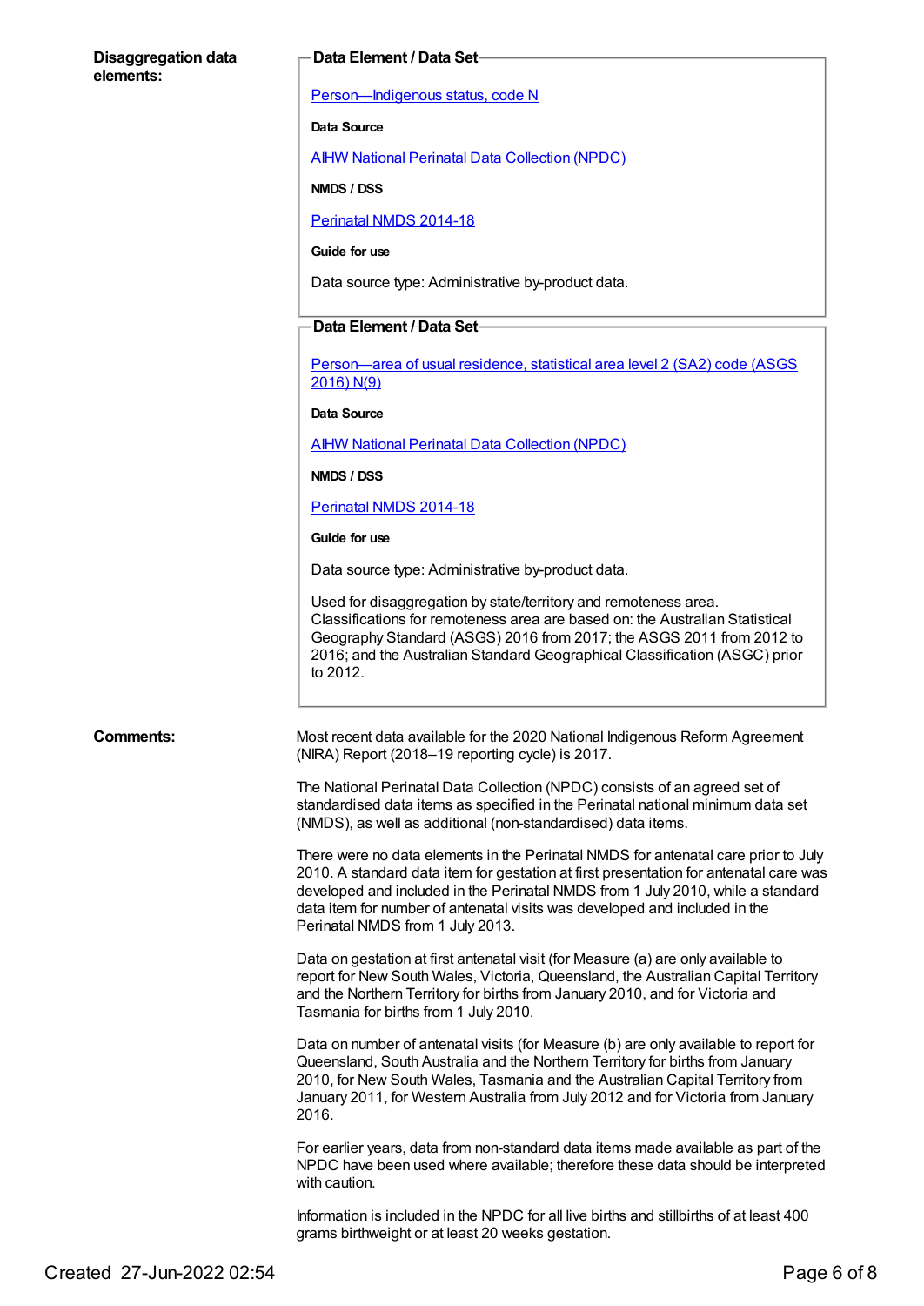**Disaggregation data elements:**

**Data Element / Data Set**

Person—Indigenous status, code N

**Data Source**

AIHW National Perinatal Data Collection (NPDC)

**NMDS / DSS**

Perinatal NMDS 2014-18

**Guide for use**

Data source type: Administrative by-product data.

**Data Element / Data Set**

Person—area of usual residence, statistical area level 2 (SA2) code (ASGS 2016) N(9)

**Data Source**

AIHW National Perinatal Data Collection (NPDC)

**NMDS / DSS**

Perinatal NMDS 2014-18

**Guide for use**

Data source type: Administrative by-product data.

Used for disaggregation by state/territory and remoteness area. Classifications for remoteness area are based on: the Australian Statistical Geography Standard (ASGS) 2016 from 2017; the ASGS 2011 from 2012 to 2016; and the Australian Standard Geographical Classification (ASGC) prior to 2012.

**Comments:**

Most recent data available for the 2020 National Indigenous Reform Agreement (NIRA) Report (2018–19 reporting cycle) is 2017.

The National Perinatal Data Collection (NPDC) consists of an agreed set of standardised data items as specified in the Perinatal national minimum data set (NMDS), as well as additional (non-standardised) data items.

There were no data elements in the Perinatal NMDS for antenatal care prior to July 2010. A standard data item for gestation at first presentation for antenatal care was developed and included in the Perinatal NMDS from 1 July 2010, while a standard data item for number of antenatal visits was developed and included in the Perinatal NMDS from 1 July 2013.

Data on gestation at first antenatal visit (for Measure (a) are only available to report for New South Wales, Victoria, Queensland, the Australian Capital Territory and the Northern Territory for births from January 2010, and for Victoria and Tasmania for births from 1 July 2010.

Data on number of antenatal visits (for Measure (b) are only available to report for Queensland, South Australia and the Northern Territory for births from January 2010, for New South Wales, Tasmania and the Australian Capital Territory from January 2011, for Western Australia from July 2012 and for Victoria from January 2016.

For earlier years, data from non-standard data items made available as part of the NPDC have been used where available; therefore these data should be interpreted with caution.

Information is included in the NPDC for all live births and stillbirths of at least 400 grams birthweight or at least 20 weeks gestation.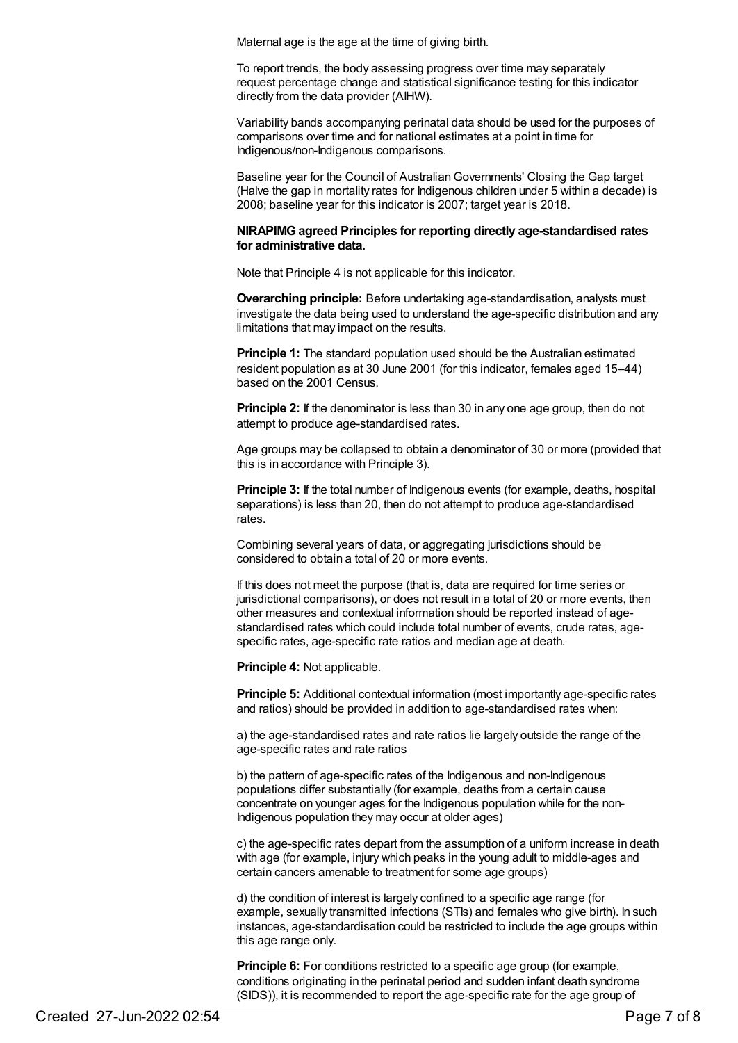Maternal age is the age at the time of giving birth.

To report trends, the body assessing progress over time may separately request percentage change and statistical significance testing for this indicator directly from the data provider (AIHW).

Variability bands accompanying perinatal data should be used for the purposes of comparisons over time and for national estimates at a point in time for Indigenous/non-Indigenous comparisons.

Baseline year for the Council of Australian Governments' Closing the Gap target (Halve the gap in mortality rates for Indigenous children under 5 within a decade) is 2008; baseline year for this indicator is 2007; target year is 2018.

**NIRAPIMG agreed Principles for reporting directly age-standardised rates for administrative data.**

Note that Principle 4 is not applicable for this indicator.

**Overarching principle:** Before undertaking age-standardisation, analysts must investigate the data being used to understand the age-specific distribution and any limitations that may impact on the results.

**Principle 1:** The standard population used should be the Australian estimated resident population as at 30 June 2001 (for this indicator, females aged 15–44) based on the 2001 Census.

**Principle 2:** If the denominator is less than 30 in any one age group, then do not attempt to produce age-standardised rates.

Age groups may be collapsed to obtain a denominator of 30 or more (provided that this is in accordance with Principle 3).

**Principle 3:** If the total number of Indigenous events (for example, deaths, hospital separations) is less than 20, then do not attempt to produce age-standardised rates.

Combining several years of data, or aggregating jurisdictions should be considered to obtain a total of 20 or more events.

If this does not meet the purpose (that is, data are required for time series or jurisdictional comparisons), or does not result in a total of 20 or more events, then other measures and contextual information should be reported instead of age-standardised rates which could include total number of events, crude rates, age-specific rates, age-specific rate ratios and median age at death.

**Principle 4:** Not applicable.

**Principle 5:** Additional contextual information (most importantly age-specific rates and ratios) should be provided in addition to age-standardised rates when:

a) the age-standardised rates and rate ratios lie largely outside the range of the age-specific rates and rate ratios

b) the pattern of age-specific rates of the Indigenous and non-Indigenous populations differ substantially (for example, deaths from a certain cause concentrate on younger ages for the Indigenous population while for the non-Indigenous population they may occur at older ages)

c) the age-specific rates depart from the assumption of a uniform increase in death with age (for example, injury which peaks in the young adult to middle-ages and certain cancers amenable to treatment for some age groups)

d) the condition of interest is largely confined to a specific age range (for example, sexually transmitted infections (STIs) and females who give birth). In such instances, age-standardisation could be restricted to include the age groups within this age range only.

**Principle 6:** For conditions restricted to a specific age group (for example, conditions originating in the perinatal period and sudden infant death syndrome (SIDS)), it is recommended to report the age-specific rate for the age group of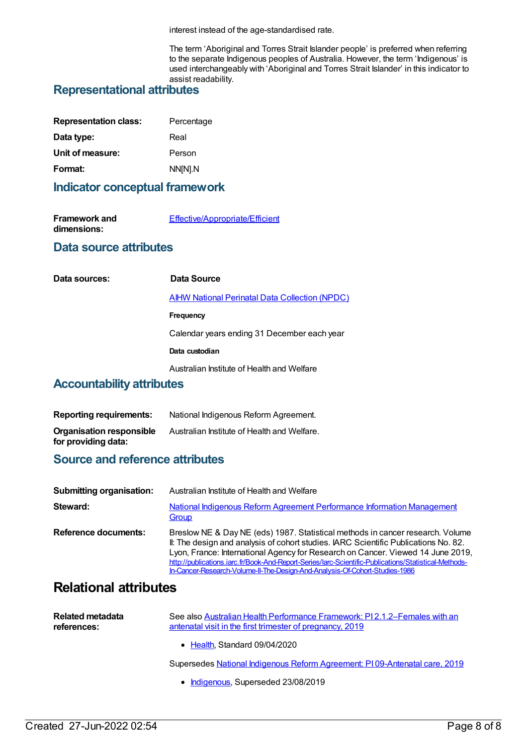interest instead of the age-standardised rate.

The term 'Aboriginal and Torres Strait Islander people' is preferred when referring to the separate Indigenous peoples of Australia. However, the term 'Indigenous' is used interchangeably with 'Aboriginal and Torres Strait Islander' in this indicator to assist readability.

## Representational attributes

**Representation class:** Percentage

**Data type:** Real

**Unit of measure:** Person

**Format:** NN[N].N

## Indicator conceptual framework

**Framework and dimensions:** Effective/Appropriate/Efficient

## Data source attributes

**Data sources:**

**Data Source**

AIHW National Perinatal Data Collection (NPDC)

**Frequency**

Calendar years ending 31 December each year

**Data custodian**

Australian Institute of Health and Welfare

## Accountability attributes

**Reporting requirements:** National Indigenous Reform Agreement.

**Organisation responsible for providing data:** Australian Institute of Health and Welfare.

## Source and reference attributes

**Submitting organisation:** Australian Institute of Health and Welfare

**Steward:** National Indigenous Reform Agreement Performance Information Management Group

**Reference documents:** Breslow NE & Day NE (eds) 1987. Statistical methods in cancer research. Volume II: The design and analysis of cohort studies. IARC Scientific Publications No. 82. Lyon, France: International Agency for Research on Cancer. Viewed 14 June 2019, http://publications.iarc.fr/Book-And-Report-Series/Iarc-Scientific-Publications/Statistical-Methods-In-Cancer-Research-Volume-II-The-Design-And-Analysis-Of-Cohort-Studies-1986

# Relational attributes

**Related metadata references:**

See also Australian Health Performance Framework: PI 2.1.2–Females with an antenatal visit in the first trimester of pregnancy, 2019

- Health, Standard 09/04/2020

Supersedes National Indigenous Reform Agreement: PI 09-Antenatal care, 2019

- Indigenous, Superseded 23/08/2019